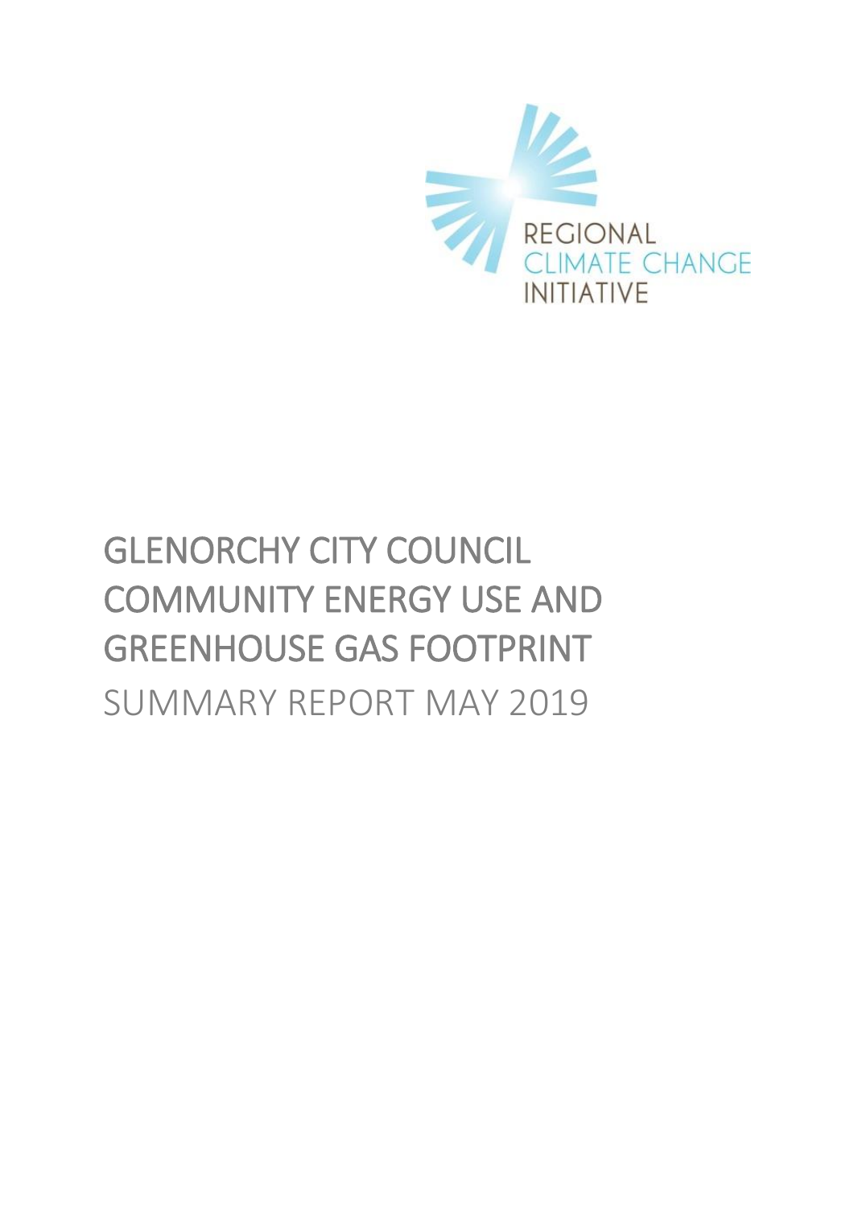REGIONAL
CLIMATE CHANGE
INITIATIVE

# GLENORCHY CITY COUNCIL COMMUNITY ENERGY USE AND GREENHOUSE GAS FOOTPRINT

SUMMARY REPORT MAY 2019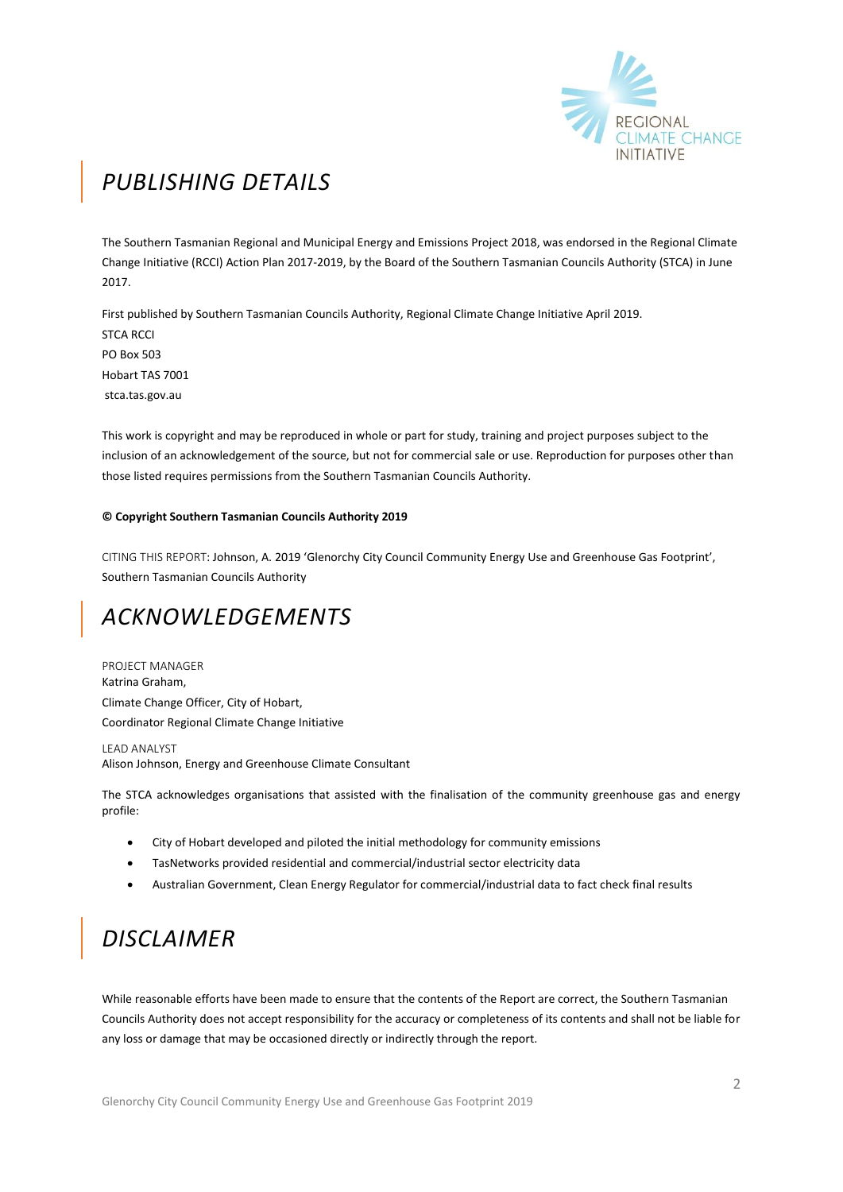## PUBLISHING DETAILS

The Southern Tasmanian Regional and Municipal Energy and Emissions Project 2018, was endorsed in the Regional Climate Change Initiative (RCCI) Action Plan 2017-2019, by the Board of the Southern Tasmanian Councils Authority (STCA) in June 2017.

First published by Southern Tasmanian Councils Authority, Regional Climate Change Initiative April 2019.
STCA RCCI
PO Box 503
Hobart TAS 7001
stca.tas.gov.au

This work is copyright and may be reproduced in whole or part for study, training and project purposes subject to the inclusion of an acknowledgement of the source, but not for commercial sale or use. Reproduction for purposes other than those listed requires permissions from the Southern Tasmanian Councils Authority.

**© Copyright Southern Tasmanian Councils Authority 2019**

CITING THIS REPORT: Johnson, A. 2019 'Glenorchy City Council Community Energy Use and Greenhouse Gas Footprint', Southern Tasmanian Councils Authority

## ACKNOWLEDGEMENTS

PROJECT MANAGER
Katrina Graham,
Climate Change Officer, City of Hobart,
Coordinator Regional Climate Change Initiative

LEAD ANALYST
Alison Johnson, Energy and Greenhouse Climate Consultant

The STCA acknowledges organisations that assisted with the finalisation of the community greenhouse gas and energy profile:

- City of Hobart developed and piloted the initial methodology for community emissions
- TasNetworks provided residential and commercial/industrial sector electricity data
- Australian Government, Clean Energy Regulator for commercial/industrial data to fact check final results

## DISCLAIMER

While reasonable efforts have been made to ensure that the contents of the Report are correct, the Southern Tasmanian Councils Authority does not accept responsibility for the accuracy or completeness of its contents and shall not be liable for any loss or damage that may be occasioned directly or indirectly through the report.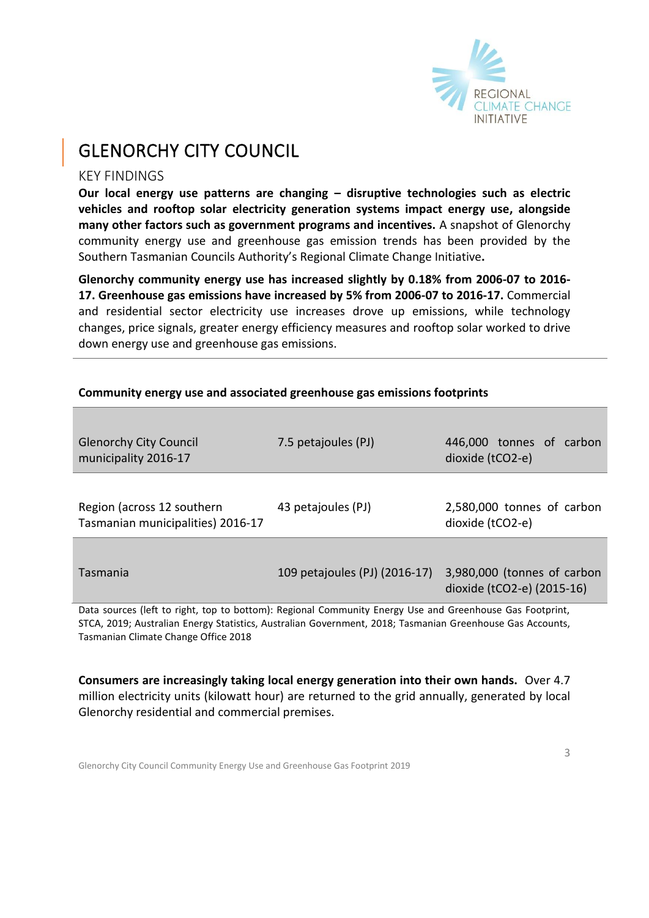# GLENORCHY CITY COUNCIL

## KEY FINDINGS

**Our local energy use patterns are changing – disruptive technologies such as electric vehicles and rooftop solar electricity generation systems impact energy use, alongside many other factors such as government programs and incentives.** A snapshot of Glenorchy community energy use and greenhouse gas emission trends has been provided by the Southern Tasmanian Councils Authority's Regional Climate Change Initiative**.**

**Glenorchy community energy use has increased slightly by 0.18% from 2006-07 to 2016-17. Greenhouse gas emissions have increased by 5% from 2006-07 to 2016-17.** Commercial and residential sector electricity use increases drove up emissions, while technology changes, price signals, greater energy efficiency measures and rooftop solar worked to drive down energy use and greenhouse gas emissions.

**Community energy use and associated greenhouse gas emissions footprints**

| | | |
|---|---|---|
| Glenorchy City Council municipality 2016-17 | 7.5 petajoules (PJ) | 446,000 tonnes of carbon dioxide (tCO2-e) |
| Region (across 12 southern Tasmanian municipalities) 2016-17 | 43 petajoules (PJ) | 2,580,000 tonnes of carbon dioxide (tCO2-e) |
| Tasmania | 109 petajoules (PJ) (2016-17) | 3,980,000 (tonnes of carbon dioxide (tCO2-e) (2015-16) |

Data sources (left to right, top to bottom): Regional Community Energy Use and Greenhouse Gas Footprint, STCA, 2019; Australian Energy Statistics, Australian Government, 2018; Tasmanian Greenhouse Gas Accounts, Tasmanian Climate Change Office 2018

**Consumers are increasingly taking local energy generation into their own hands.** Over 4.7 million electricity units (kilowatt hour) are returned to the grid annually, generated by local Glenorchy residential and commercial premises.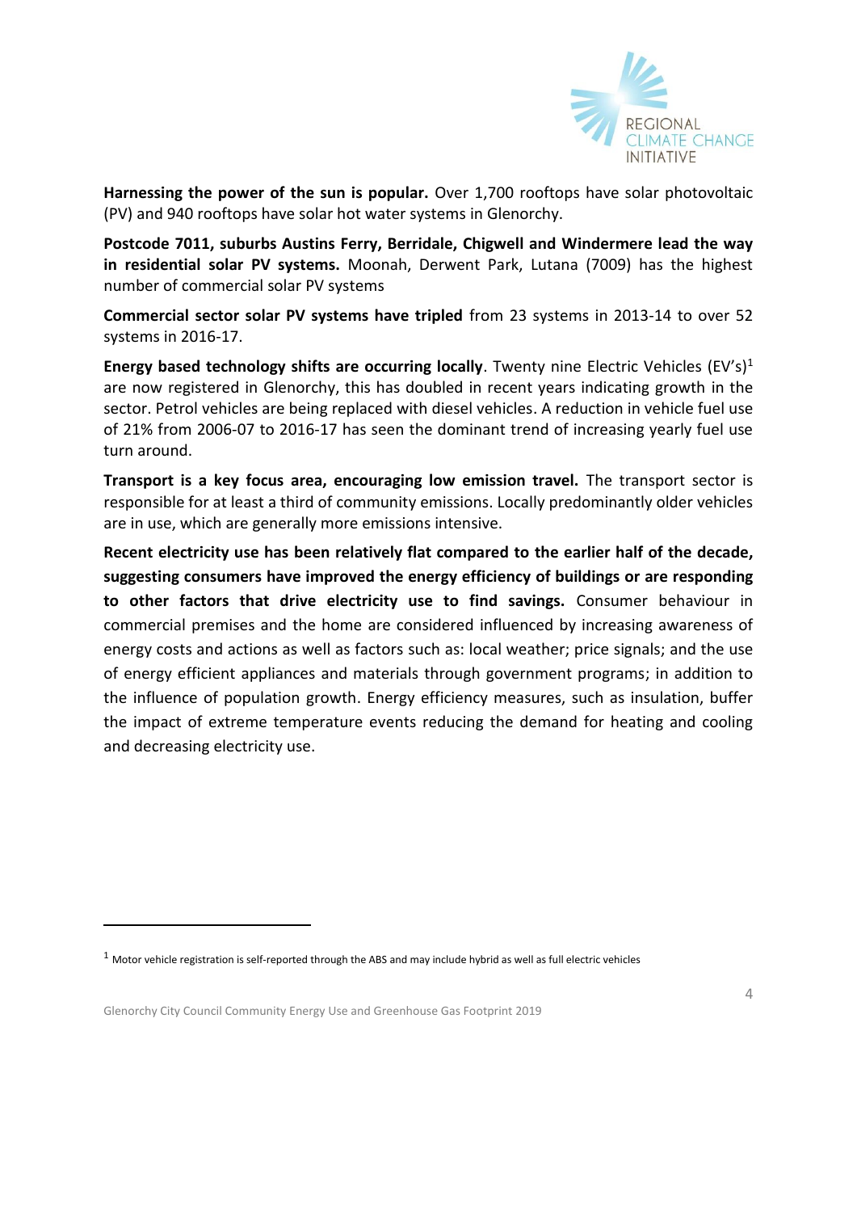**Harnessing the power of the sun is popular.** Over 1,700 rooftops have solar photovoltaic (PV) and 940 rooftops have solar hot water systems in Glenorchy.

**Postcode 7011, suburbs Austins Ferry, Berridale, Chigwell and Windermere lead the way in residential solar PV systems.** Moonah, Derwent Park, Lutana (7009) has the highest number of commercial solar PV systems

**Commercial sector solar PV systems have tripled** from 23 systems in 2013-14 to over 52 systems in 2016-17.

**Energy based technology shifts are occurring locally**. Twenty nine Electric Vehicles (EV's)[1] are now registered in Glenorchy, this has doubled in recent years indicating growth in the sector. Petrol vehicles are being replaced with diesel vehicles. A reduction in vehicle fuel use of 21% from 2006-07 to 2016-17 has seen the dominant trend of increasing yearly fuel use turn around.

**Transport is a key focus area, encouraging low emission travel.** The transport sector is responsible for at least a third of community emissions. Locally predominantly older vehicles are in use, which are generally more emissions intensive.

**Recent electricity use has been relatively flat compared to the earlier half of the decade, suggesting consumers have improved the energy efficiency of buildings or are responding to other factors that drive electricity use to find savings.** Consumer behaviour in commercial premises and the home are considered influenced by increasing awareness of energy costs and actions as well as factors such as: local weather; price signals; and the use of energy efficient appliances and materials through government programs; in addition to the influence of population growth. Energy efficiency measures, such as insulation, buffer the impact of extreme temperature events reducing the demand for heating and cooling and decreasing electricity use.

---

[1] Motor vehicle registration is self-reported through the ABS and may include hybrid as well as full electric vehicles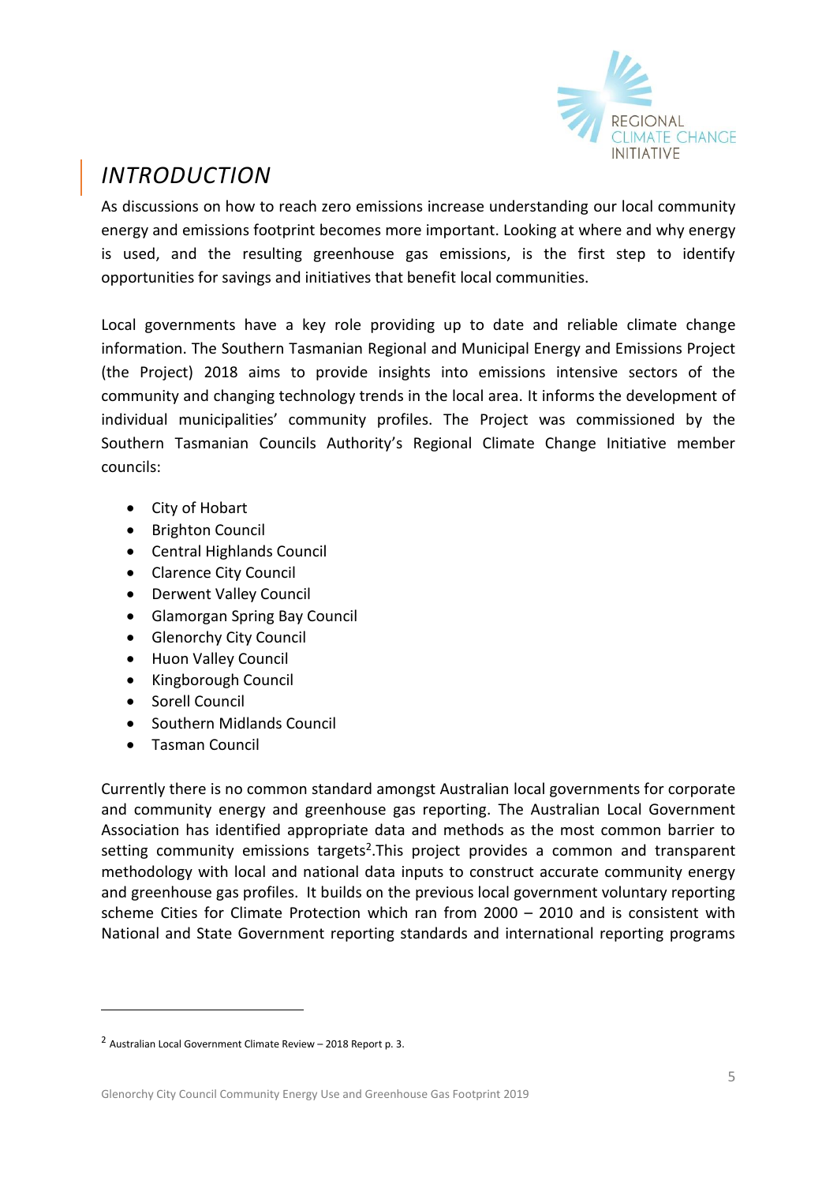# INTRODUCTION

As discussions on how to reach zero emissions increase understanding our local community energy and emissions footprint becomes more important. Looking at where and why energy is used, and the resulting greenhouse gas emissions, is the first step to identify opportunities for savings and initiatives that benefit local communities.

Local governments have a key role providing up to date and reliable climate change information. The Southern Tasmanian Regional and Municipal Energy and Emissions Project (the Project) 2018 aims to provide insights into emissions intensive sectors of the community and changing technology trends in the local area. It informs the development of individual municipalities' community profiles. The Project was commissioned by the Southern Tasmanian Councils Authority's Regional Climate Change Initiative member councils:

- City of Hobart
- Brighton Council
- Central Highlands Council
- Clarence City Council
- Derwent Valley Council
- Glamorgan Spring Bay Council
- Glenorchy City Council
- Huon Valley Council
- Kingborough Council
- Sorell Council
- Southern Midlands Council
- Tasman Council

Currently there is no common standard amongst Australian local governments for corporate and community energy and greenhouse gas reporting. The Australian Local Government Association has identified appropriate data and methods as the most common barrier to setting community emissions targets[2].This project provides a common and transparent methodology with local and national data inputs to construct accurate community energy and greenhouse gas profiles. It builds on the previous local government voluntary reporting scheme Cities for Climate Protection which ran from 2000 – 2010 and is consistent with National and State Government reporting standards and international reporting programs

[2] Australian Local Government Climate Review – 2018 Report p. 3.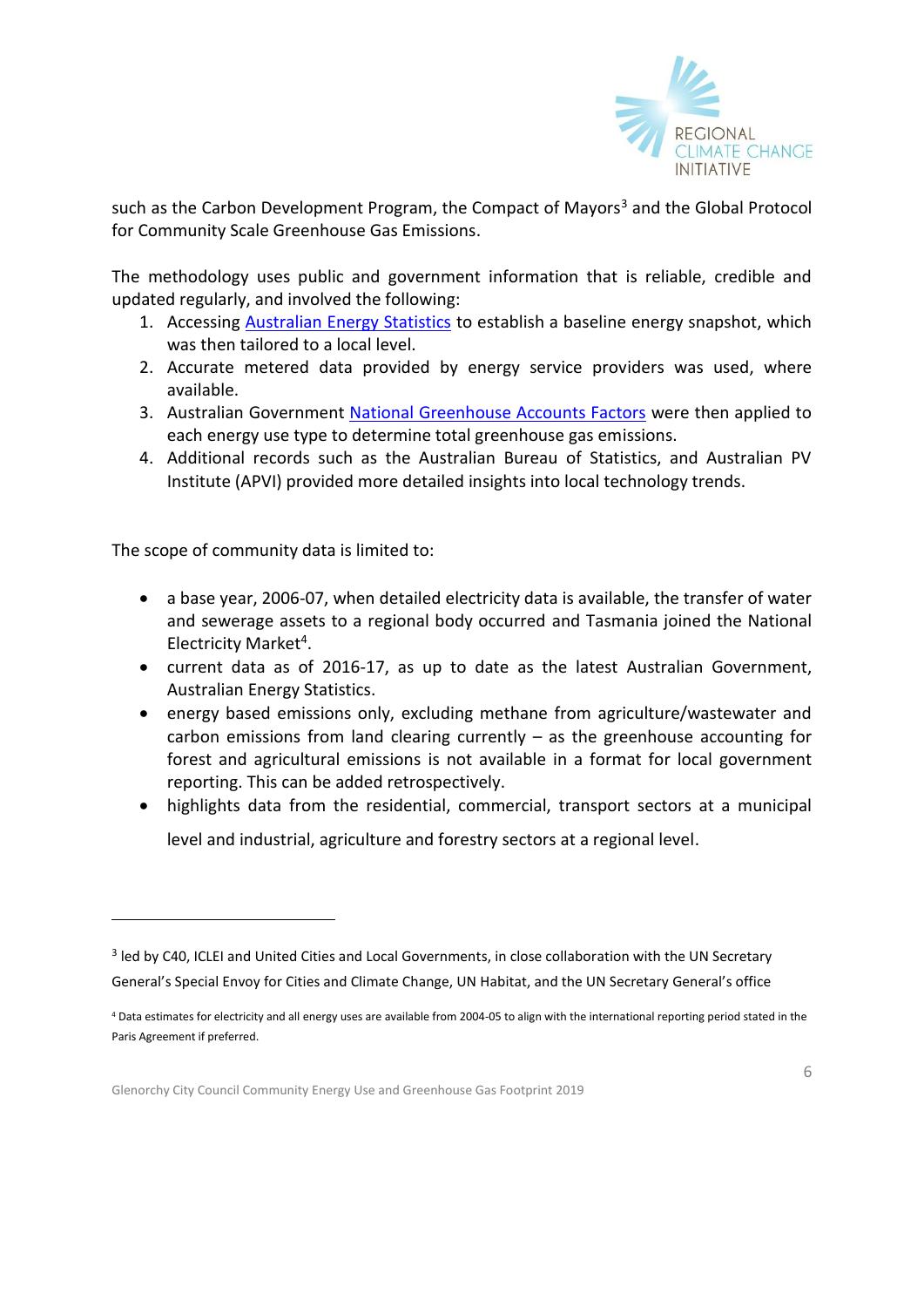such as the Carbon Development Program, the Compact of Mayors[3] and the Global Protocol for Community Scale Greenhouse Gas Emissions.

The methodology uses public and government information that is reliable, credible and updated regularly, and involved the following:

1. Accessing [Australian Energy Statistics] to establish a baseline energy snapshot, which was then tailored to a local level.
2. Accurate metered data provided by energy service providers was used, where available.
3. Australian Government [National Greenhouse Accounts Factors] were then applied to each energy use type to determine total greenhouse gas emissions.
4. Additional records such as the Australian Bureau of Statistics, and Australian PV Institute (APVI) provided more detailed insights into local technology trends.

The scope of community data is limited to:

- a base year, 2006-07, when detailed electricity data is available, the transfer of water and sewerage assets to a regional body occurred and Tasmania joined the National Electricity Market[4].
- current data as of 2016-17, as up to date as the latest Australian Government, Australian Energy Statistics.
- energy based emissions only, excluding methane from agriculture/wastewater and carbon emissions from land clearing currently – as the greenhouse accounting for forest and agricultural emissions is not available in a format for local government reporting. This can be added retrospectively.
- highlights data from the residential, commercial, transport sectors at a municipal level and industrial, agriculture and forestry sectors at a regional level.

---

[3] led by C40, ICLEI and United Cities and Local Governments, in close collaboration with the UN Secretary General's Special Envoy for Cities and Climate Change, UN Habitat, and the UN Secretary General's office

[4] Data estimates for electricity and all energy uses are available from 2004-05 to align with the international reporting period stated in the Paris Agreement if preferred.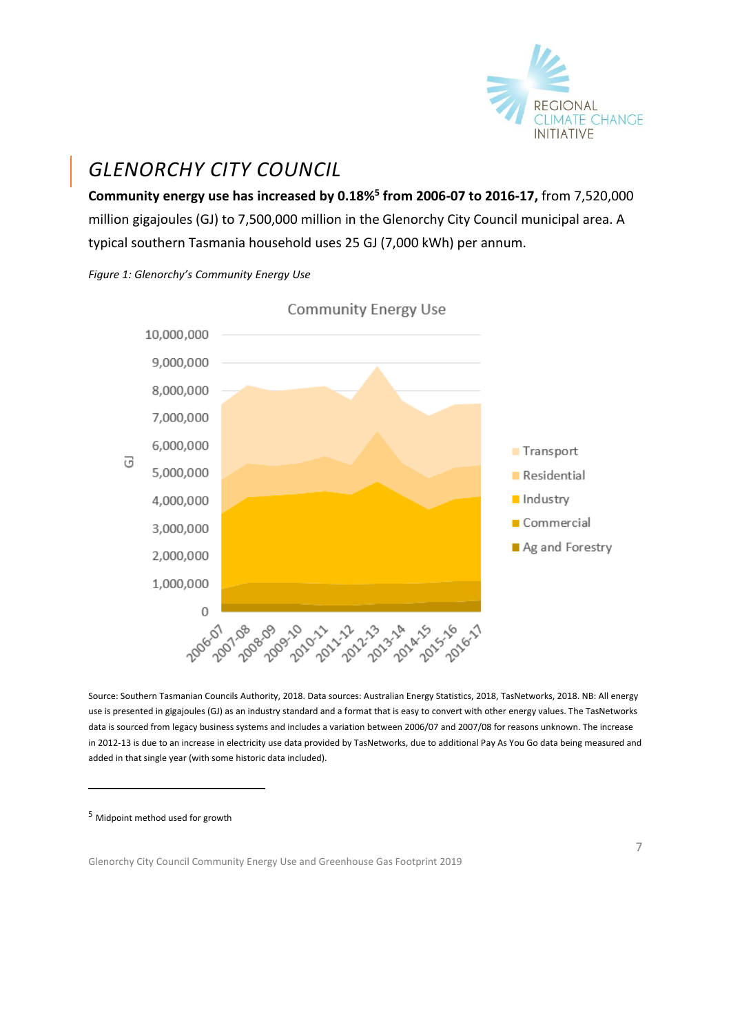# GLENORCHY CITY COUNCIL

**Community energy use has increased by 0.18%[5] from 2006-07 to 2016-17,** from 7,520,000 million gigajoules (GJ) to 7,500,000 million in the Glenorchy City Council municipal area. A typical southern Tasmania household uses 25 GJ (7,000 kWh) per annum.

*Figure 1: Glenorchy's Community Energy Use*

Source: Southern Tasmanian Councils Authority, 2018. Data sources: Australian Energy Statistics, 2018, TasNetworks, 2018. NB: All energy use is presented in gigajoules (GJ) as an industry standard and a format that is easy to convert with other energy values. The TasNetworks data is sourced from legacy business systems and includes a variation between 2006/07 and 2007/08 for reasons unknown. The increase in 2012-13 is due to an increase in electricity use data provided by TasNetworks, due to additional Pay As You Go data being measured and added in that single year (with some historic data included).

[5] Midpoint method used for growth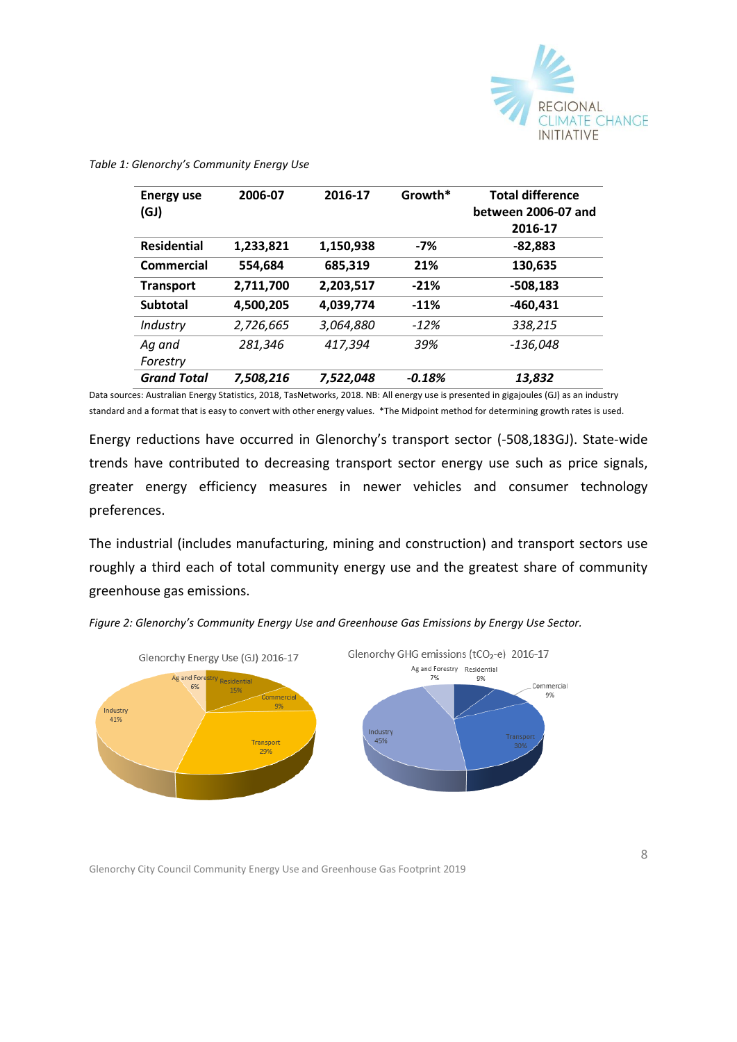*Table 1: Glenorchy's Community Energy Use*

| Energy use (GJ) | 2006-07 | 2016-17 | Growth* | Total difference between 2006-07 and 2016-17 |
|---|---|---|---|---|
| **Residential** | **1,233,821** | **1,150,938** | **-7%** | **-82,883** |
| **Commercial** | **554,684** | **685,319** | **21%** | **130,635** |
| **Transport** | **2,711,700** | **2,203,517** | **-21%** | **-508,183** |
| **Subtotal** | **4,500,205** | **4,039,774** | **-11%** | **-460,431** |
| *Industry* | *2,726,665* | *3,064,880* | *-12%* | *338,215* |
| *Ag and Forestry* | *281,346* | *417,394* | *39%* | *-136,048* |
| ***Grand Total*** | ***7,508,216*** | ***7,522,048*** | ***-0.18%*** | ***13,832*** |

Data sources: Australian Energy Statistics, 2018, TasNetworks, 2018. NB: All energy use is presented in gigajoules (GJ) as an industry standard and a format that is easy to convert with other energy values. *The Midpoint method for determining growth rates is used.

Energy reductions have occurred in Glenorchy's transport sector (-508,183GJ). State-wide trends have contributed to decreasing transport sector energy use such as price signals, greater energy efficiency measures in newer vehicles and consumer technology preferences.

The industrial (includes manufacturing, mining and construction) and transport sectors use roughly a third each of total community energy use and the greatest share of community greenhouse gas emissions.

*Figure 2: Glenorchy's Community Energy Use and Greenhouse Gas Emissions by Energy Use Sector.*

Glenorchy Energy Use (GJ) 2016-17

- Ag and Forestry 6%
- Residential 15%
- Commercial 9%
- Transport 29%
- Industry 41%

Glenorchy GHG emissions ($tCO_2$-e) 2016-17

- Ag and Forestry 7%
- Residential 9%
- Commercial 9%
- Transport 30%
- Industry 45%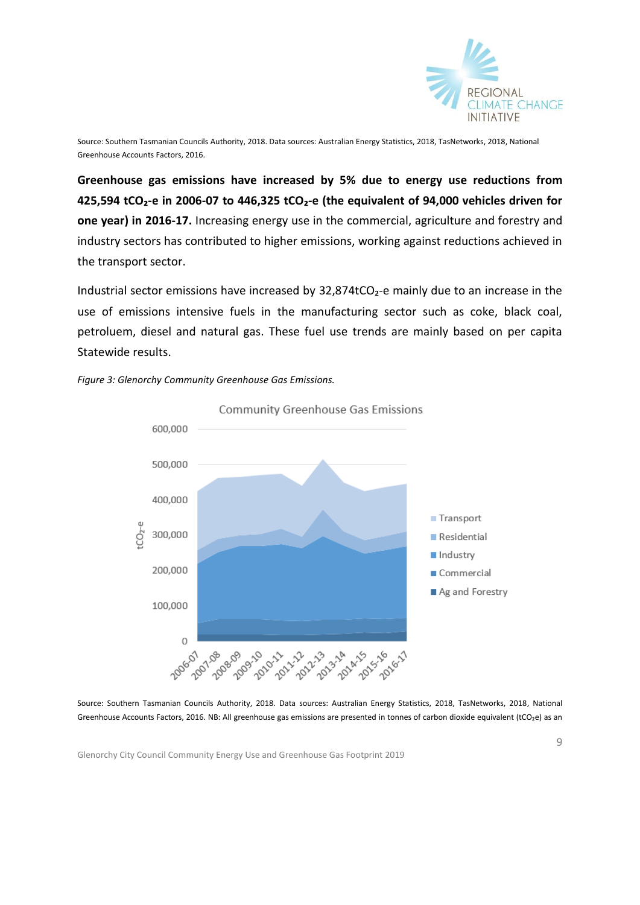Source: Southern Tasmanian Councils Authority, 2018. Data sources: Australian Energy Statistics, 2018, TasNetworks, 2018, National Greenhouse Accounts Factors, 2016.

**Greenhouse gas emissions have increased by 5% due to energy use reductions from 425,594 $tCO_2$-e in 2006-07 to 446,325 $tCO_2$-e (the equivalent of 94,000 vehicles driven for one year) in 2016-17.** Increasing energy use in the commercial, agriculture and forestry and industry sectors has contributed to higher emissions, working against reductions achieved in the transport sector.

Industrial sector emissions have increased by 32,874$tCO_2$-e mainly due to an increase in the use of emissions intensive fuels in the manufacturing sector such as coke, black coal, petroluem, diesel and natural gas. These fuel use trends are mainly based on per capita Statewide results.

*Figure 3: Glenorchy Community Greenhouse Gas Emissions.*

Source: Southern Tasmanian Councils Authority, 2018. Data sources: Australian Energy Statistics, 2018, TasNetworks, 2018, National Greenhouse Accounts Factors, 2016. NB: All greenhouse gas emissions are presented in tonnes of carbon dioxide equivalent ($tCO_2e$) as an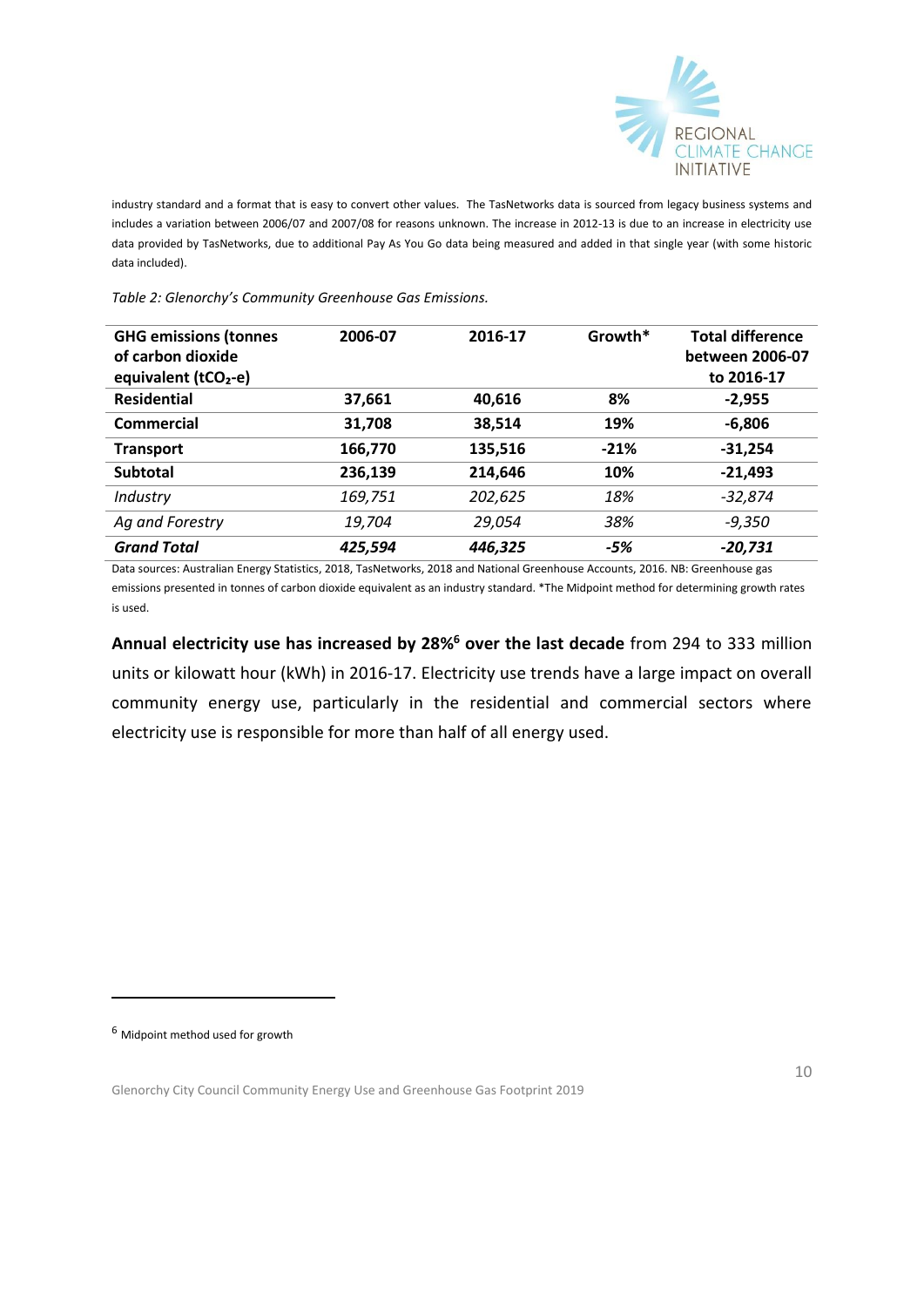industry standard and a format that is easy to convert other values. The TasNetworks data is sourced from legacy business systems and includes a variation between 2006/07 and 2007/08 for reasons unknown. The increase in 2012-13 is due to an increase in electricity use data provided by TasNetworks, due to additional Pay As You Go data being measured and added in that single year (with some historic data included).

*Table 2: Glenorchy's Community Greenhouse Gas Emissions.*

| GHG emissions (tonnes of carbon dioxide equivalent ($tCO_2$-e) | 2006-07 | 2016-17 | Growth* | Total difference between 2006-07 to 2016-17 |
|---|---|---|---|---|
| **Residential** | **37,661** | **40,616** | **8%** | **-2,955** |
| **Commercial** | **31,708** | **38,514** | **19%** | **-6,806** |
| **Transport** | **166,770** | **135,516** | **-21%** | **-31,254** |
| **Subtotal** | **236,139** | **214,646** | **10%** | **-21,493** |
| *Industry* | *169,751* | *202,625* | *18%* | *-32,874* |
| *Ag and Forestry* | *19,704* | *29,054* | *38%* | *-9,350* |
| ***Grand Total*** | ***425,594*** | ***446,325*** | ***-5%*** | ***-20,731*** |

Data sources: Australian Energy Statistics, 2018, TasNetworks, 2018 and National Greenhouse Accounts, 2016. NB: Greenhouse gas emissions presented in tonnes of carbon dioxide equivalent as an industry standard. *The Midpoint method for determining growth rates is used.

**Annual electricity use has increased by 28%[6] over the last decade** from 294 to 333 million units or kilowatt hour (kWh) in 2016-17. Electricity use trends have a large impact on overall community energy use, particularly in the residential and commercial sectors where electricity use is responsible for more than half of all energy used.

[6] Midpoint method used for growth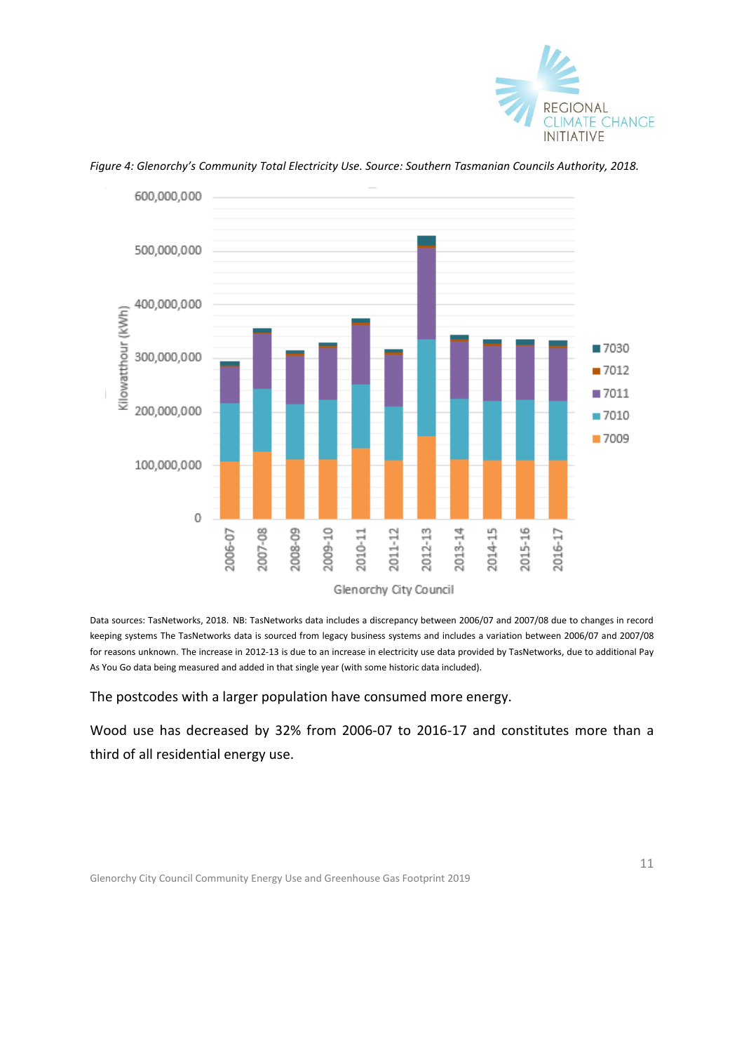*Figure 4: Glenorchy's Community Total Electricity Use. Source: Southern Tasmanian Councils Authority, 2018.*

Data sources: TasNetworks, 2018. NB: TasNetworks data includes a discrepancy between 2006/07 and 2007/08 due to changes in record keeping systems The TasNetworks data is sourced from legacy business systems and includes a variation between 2006/07 and 2007/08 for reasons unknown. The increase in 2012-13 is due to an increase in electricity use data provided by TasNetworks, due to additional Pay As You Go data being measured and added in that single year (with some historic data included).

The postcodes with a larger population have consumed more energy.

Wood use has decreased by 32% from 2006-07 to 2016-17 and constitutes more than a third of all residential energy use.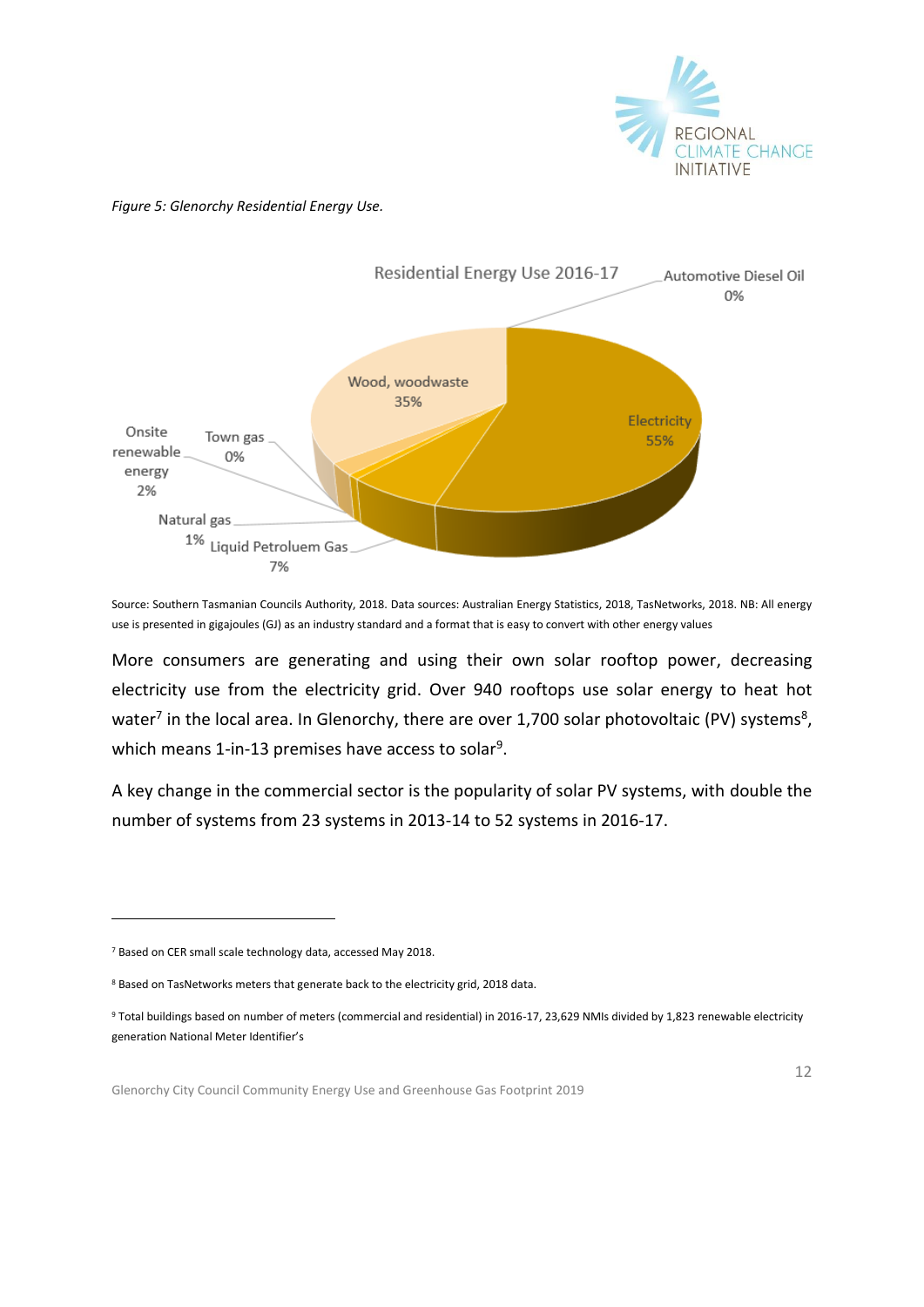*Figure 5: Glenorchy Residential Energy Use.*

Residential Energy Use 2016-17

- Electricity 55%
- Wood, woodwaste 35%
- Liquid Petroluem Gas 7%
- Onsite renewable energy 2%
- Natural gas 1%
- Town gas 0%
- Automotive Diesel Oil 0%

Source: Southern Tasmanian Councils Authority, 2018. Data sources: Australian Energy Statistics, 2018, TasNetworks, 2018. NB: All energy use is presented in gigajoules (GJ) as an industry standard and a format that is easy to convert with other energy values

More consumers are generating and using their own solar rooftop power, decreasing electricity use from the electricity grid. Over 940 rooftops use solar energy to heat hot water[7] in the local area. In Glenorchy, there are over 1,700 solar photovoltaic (PV) systems[8], which means 1-in-13 premises have access to solar[9].

A key change in the commercial sector is the popularity of solar PV systems, with double the number of systems from 23 systems in 2013-14 to 52 systems in 2016-17.

---

[7] Based on CER small scale technology data, accessed May 2018.

[8] Based on TasNetworks meters that generate back to the electricity grid, 2018 data.

[9] Total buildings based on number of meters (commercial and residential) in 2016-17, 23,629 NMIs divided by 1,823 renewable electricity generation National Meter Identifier's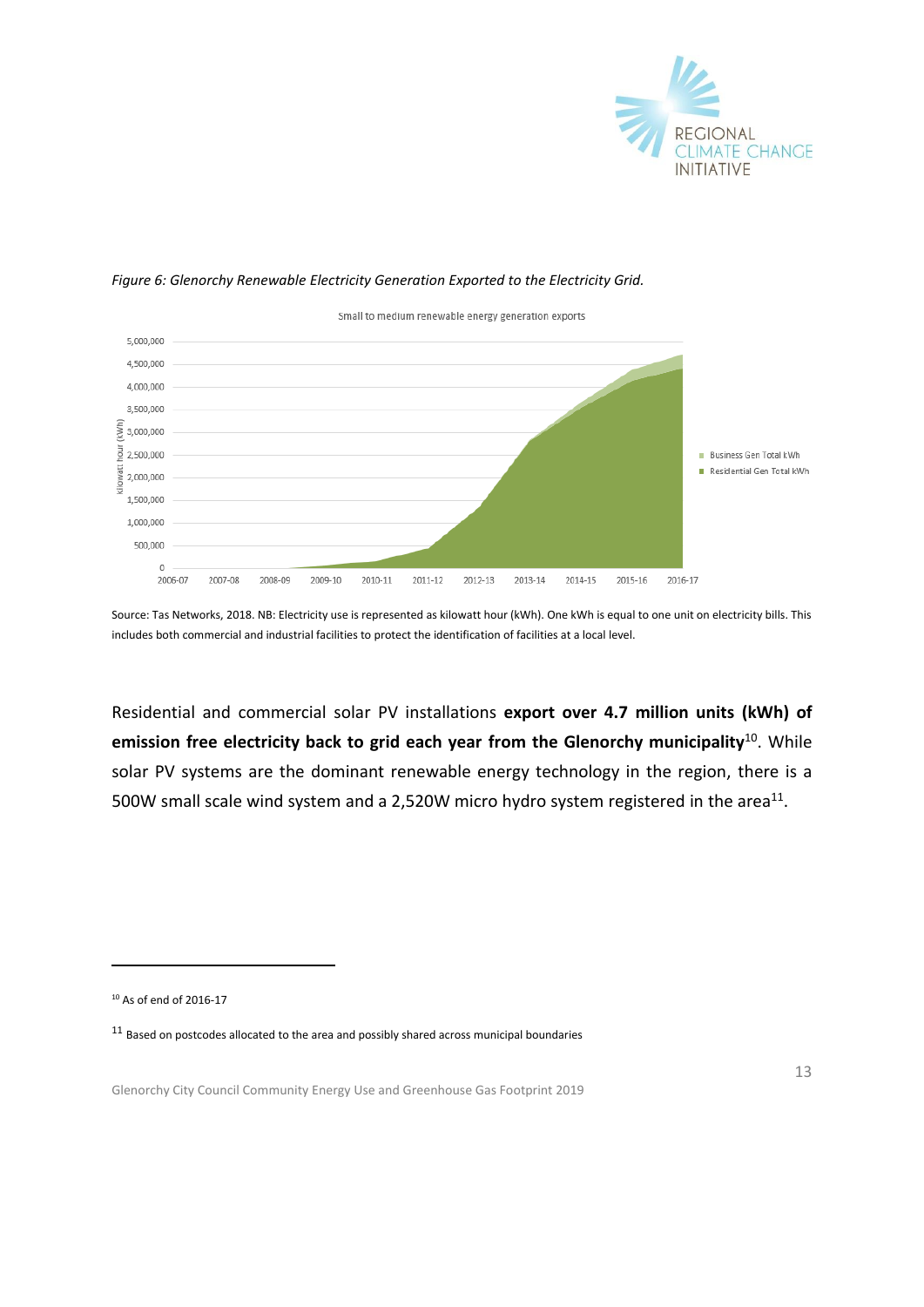*Figure 6: Glenorchy Renewable Electricity Generation Exported to the Electricity Grid.*

Source: Tas Networks, 2018. NB: Electricity use is represented as kilowatt hour (kWh). One kWh is equal to one unit on electricity bills. This includes both commercial and industrial facilities to protect the identification of facilities at a local level.

Residential and commercial solar PV installations **export over 4.7 million units (kWh) of emission free electricity back to grid each year from the Glenorchy municipality**[10]. While solar PV systems are the dominant renewable energy technology in the region, there is a 500W small scale wind system and a 2,520W micro hydro system registered in the area[11].

[10] As of end of 2016-17

[11] Based on postcodes allocated to the area and possibly shared across municipal boundaries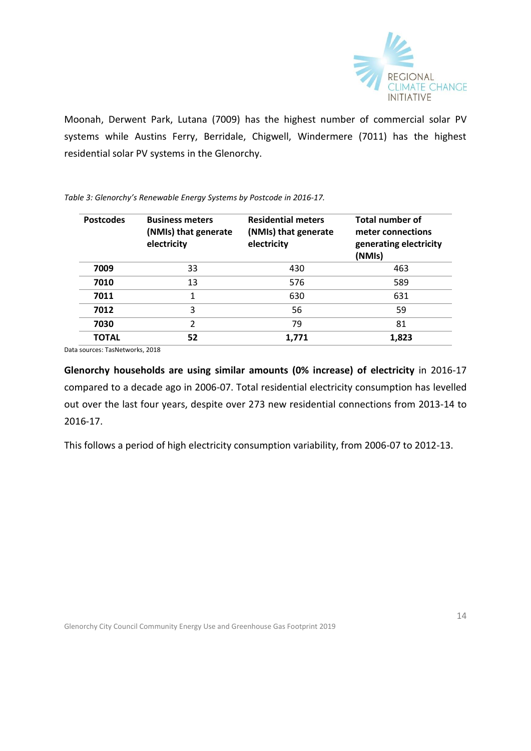Moonah, Derwent Park, Lutana (7009) has the highest number of commercial solar PV systems while Austins Ferry, Berridale, Chigwell, Windermere (7011) has the highest residential solar PV systems in the Glenorchy.

*Table 3: Glenorchy's Renewable Energy Systems by Postcode in 2016-17.*

| Postcodes | Business meters (NMIs) that generate electricity | Residential meters (NMIs) that generate electricity | Total number of meter connections generating electricity (NMIs) |
|---|---|---|---|
| **7009** | 33 | 430 | 463 |
| **7010** | 13 | 576 | 589 |
| **7011** | 1 | 630 | 631 |
| **7012** | 3 | 56 | 59 |
| **7030** | 2 | 79 | 81 |
| **TOTAL** | **52** | **1,771** | **1,823** |

Data sources: TasNetworks, 2018

**Glenorchy households are using similar amounts (0% increase) of electricity** in 2016-17 compared to a decade ago in 2006-07. Total residential electricity consumption has levelled out over the last four years, despite over 273 new residential connections from 2013-14 to 2016-17.

This follows a period of high electricity consumption variability, from 2006-07 to 2012-13.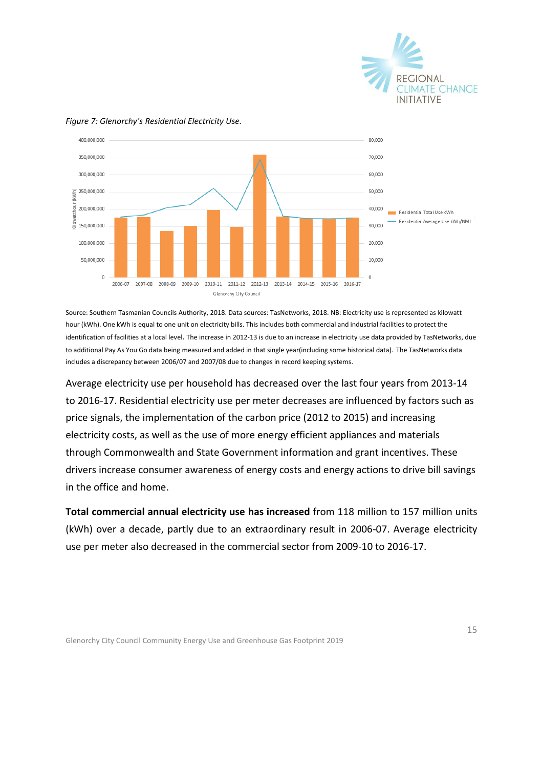*Figure 7: Glenorchy's Residential Electricity Use.*

Source: Southern Tasmanian Councils Authority, 2018. Data sources: TasNetworks, 2018. NB: Electricity use is represented as kilowatt hour (kWh). One kWh is equal to one unit on electricity bills. This includes both commercial and industrial facilities to protect the identification of facilities at a local level. The increase in 2012-13 is due to an increase in electricity use data provided by TasNetworks, due to additional Pay As You Go data being measured and added in that single year(including some historical data). The TasNetworks data includes a discrepancy between 2006/07 and 2007/08 due to changes in record keeping systems.

Average electricity use per household has decreased over the last four years from 2013-14 to 2016-17. Residential electricity use per meter decreases are influenced by factors such as price signals, the implementation of the carbon price (2012 to 2015) and increasing electricity costs, as well as the use of more energy efficient appliances and materials through Commonwealth and State Government information and grant incentives. These drivers increase consumer awareness of energy costs and energy actions to drive bill savings in the office and home.

**Total commercial annual electricity use has increased** from 118 million to 157 million units (kWh) over a decade, partly due to an extraordinary result in 2006-07. Average electricity use per meter also decreased in the commercial sector from 2009-10 to 2016-17.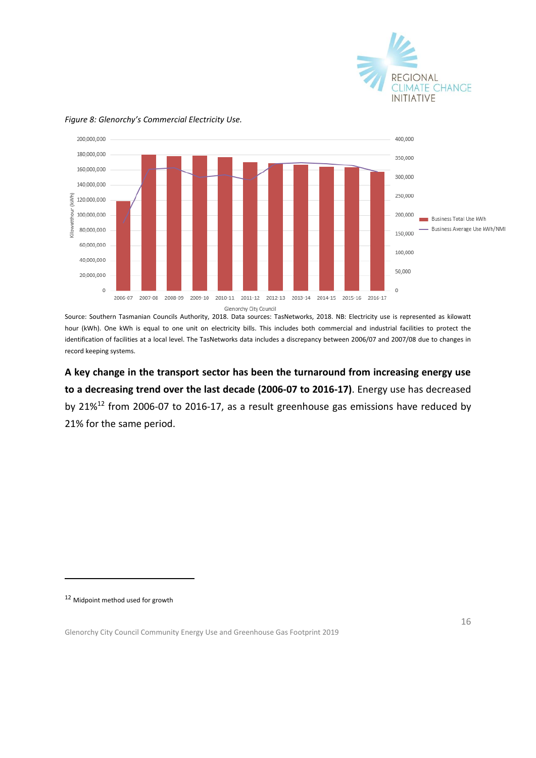*Figure 8: Glenorchy's Commercial Electricity Use.*

Source: Southern Tasmanian Councils Authority, 2018. Data sources: TasNetworks, 2018. NB: Electricity use is represented as kilowatt hour (kWh). One kWh is equal to one unit on electricity bills. This includes both commercial and industrial facilities to protect the identification of facilities at a local level. The TasNetworks data includes a discrepancy between 2006/07 and 2007/08 due to changes in record keeping systems.

**A key change in the transport sector has been the turnaround from increasing energy use to a decreasing trend over the last decade (2006-07 to 2016-17)**. Energy use has decreased by 21%[12] from 2006-07 to 2016-17, as a result greenhouse gas emissions have reduced by 21% for the same period.

[12] Midpoint method used for growth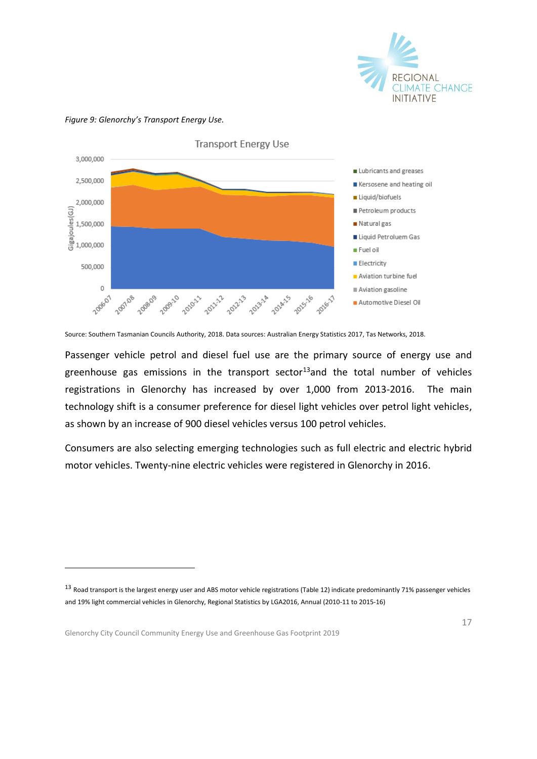*Figure 9: Glenorchy's Transport Energy Use.*

Source: Southern Tasmanian Councils Authority, 2018. Data sources: Australian Energy Statistics 2017, Tas Networks, 2018.

Passenger vehicle petrol and diesel fuel use are the primary source of energy use and greenhouse gas emissions in the transport sector[13] and the total number of vehicles registrations in Glenorchy has increased by over 1,000 from 2013-2016. The main technology shift is a consumer preference for diesel light vehicles over petrol light vehicles, as shown by an increase of 900 diesel vehicles versus 100 petrol vehicles.

Consumers are also selecting emerging technologies such as full electric and electric hybrid motor vehicles. Twenty-nine electric vehicles were registered in Glenorchy in 2016.

[13] Road transport is the largest energy user and ABS motor vehicle registrations (Table 12) indicate predominantly 71% passenger vehicles and 19% light commercial vehicles in Glenorchy, Regional Statistics by LGA2016, Annual (2010-11 to 2015-16)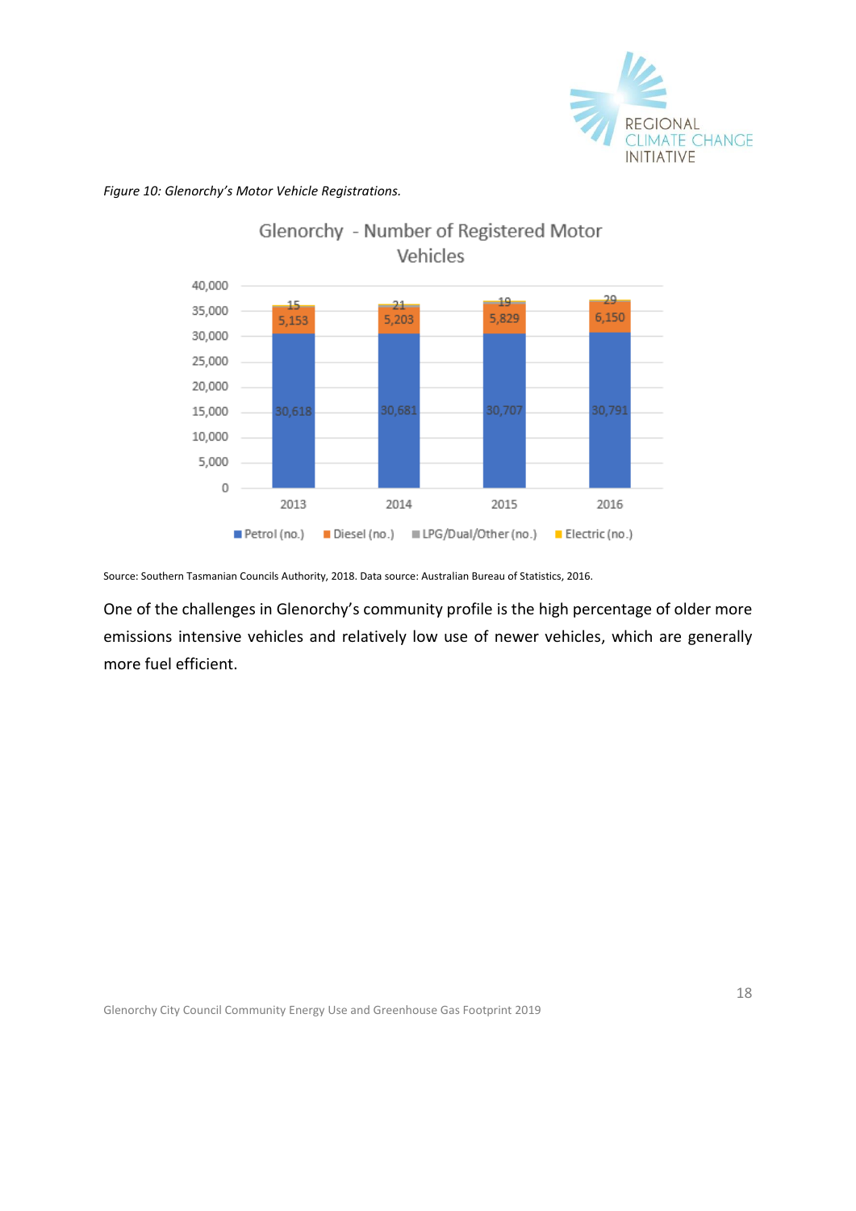*Figure 10: Glenorchy's Motor Vehicle Registrations.*

Glenorchy - Number of Registered Motor Vehicles

| Year | Petrol (no.) | Diesel (no.) | LPG/Dual/Other (no.) | Electric (no.) |
|---|---|---|---|---|
| 2013 | 30,618 | 5,153 | 15 | |
| 2014 | 30,681 | 5,203 | 21 | |
| 2015 | 30,707 | 5,829 | 19 | |
| 2016 | 30,791 | 6,150 | 29 | |

Source: Southern Tasmanian Councils Authority, 2018. Data source: Australian Bureau of Statistics, 2016.

One of the challenges in Glenorchy's community profile is the high percentage of older more emissions intensive vehicles and relatively low use of newer vehicles, which are generally more fuel efficient.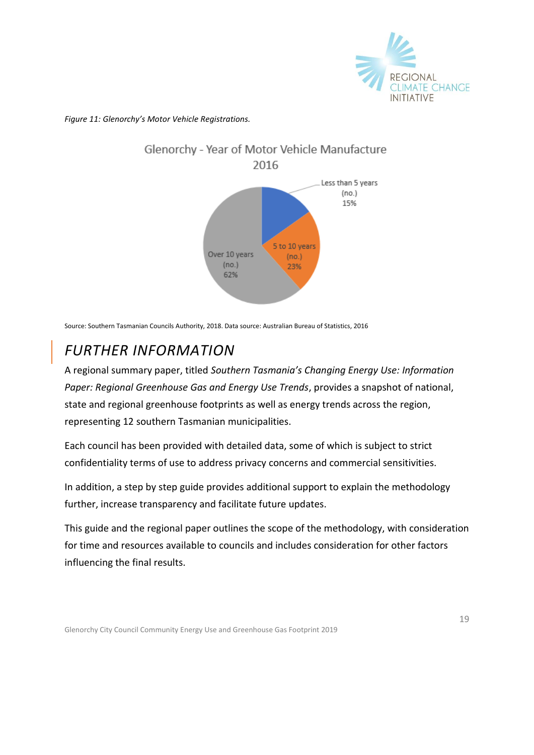*Figure 11: Glenorchy's Motor Vehicle Registrations.*

Glenorchy - Year of Motor Vehicle Manufacture 2016

Less than 5 years (no.) 15%

5 to 10 years (no.) 23%

Over 10 years (no.) 62%

Source: Southern Tasmanian Councils Authority, 2018. Data source: Australian Bureau of Statistics, 2016

# *FURTHER INFORMATION*

A regional summary paper, titled *Southern Tasmania's Changing Energy Use: Information Paper: Regional Greenhouse Gas and Energy Use Trends*, provides a snapshot of national, state and regional greenhouse footprints as well as energy trends across the region, representing 12 southern Tasmanian municipalities.

Each council has been provided with detailed data, some of which is subject to strict confidentiality terms of use to address privacy concerns and commercial sensitivities.

In addition, a step by step guide provides additional support to explain the methodology further, increase transparency and facilitate future updates.

This guide and the regional paper outlines the scope of the methodology, with consideration for time and resources available to councils and includes consideration for other factors influencing the final results.